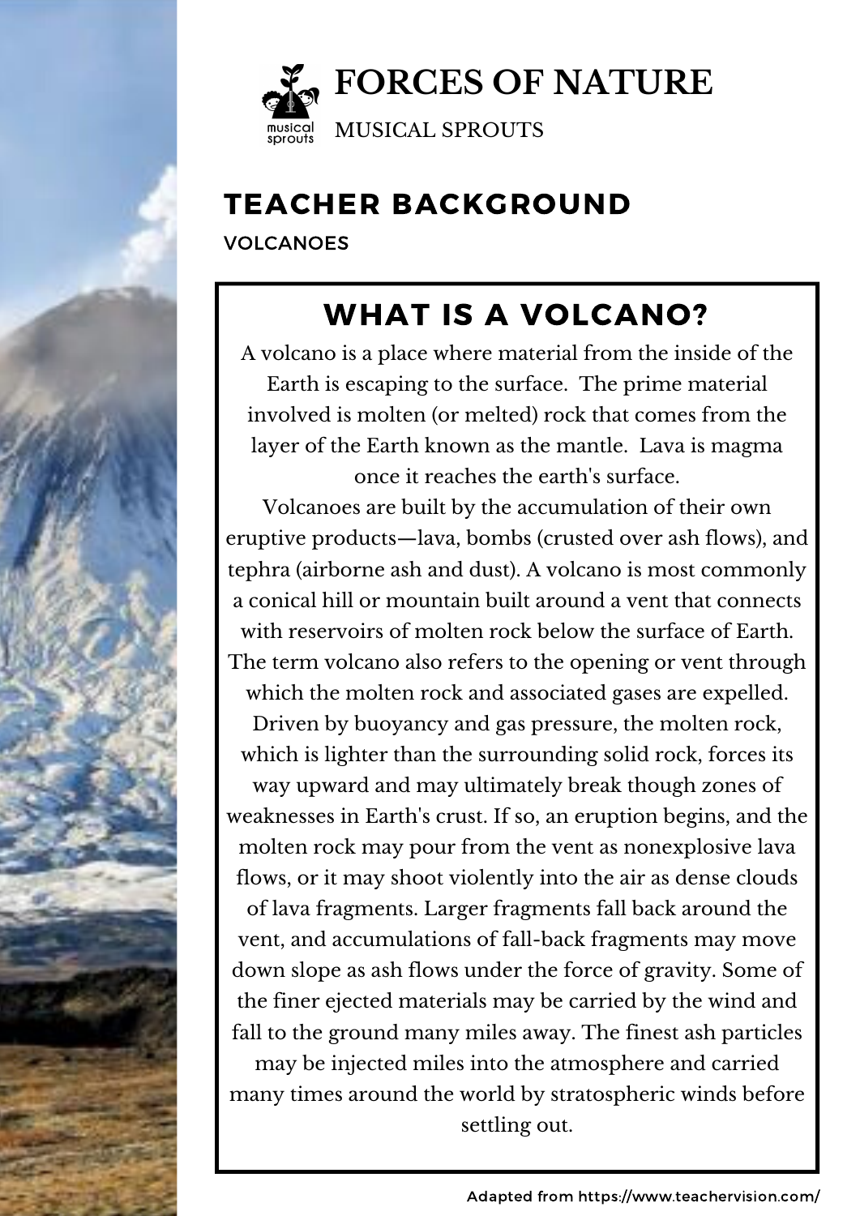# FORCES OF NATURE

MUSICAL SPROUTS

## TEACHER BACKGROUND

VOLCANOES

### WHAT IS A VOLCANO?

A volcano is a place where material from the inside of the Earth is escaping to the surface. The prime material involved is molten (or melted) rock that comes from the layer of the Earth known as the mantle. Lava is magma once it reaches the earth's surface.

Volcanoes are built by the accumulation of their own eruptive products—lava, bombs (crusted over ash flows), and tephra (airborne ash and dust). A volcano is most commonly a conical hill or mountain built around a vent that connects with reservoirs of molten rock below the surface of Earth. The term volcano also refers to the opening or vent through which the molten rock and associated gases are expelled. Driven by buoyancy and gas pressure, the molten rock, which is lighter than the surrounding solid rock, forces its way upward and may ultimately break though zones of weaknesses in Earth's crust. If so, an eruption begins, and the molten rock may pour from the vent as nonexplosive lava flows, or it may shoot violently into the air as dense clouds of lava fragments. Larger fragments fall back around the vent, and accumulations of fall-back fragments may move down slope as ash flows under the force of gravity. Some of the finer ejected materials may be carried by the wind and fall to the ground many miles away. The finest ash particles may be injected miles into the atmosphere and carried many times around the world by stratospheric winds before settling out.

Adapted from https://www.teachervision.com/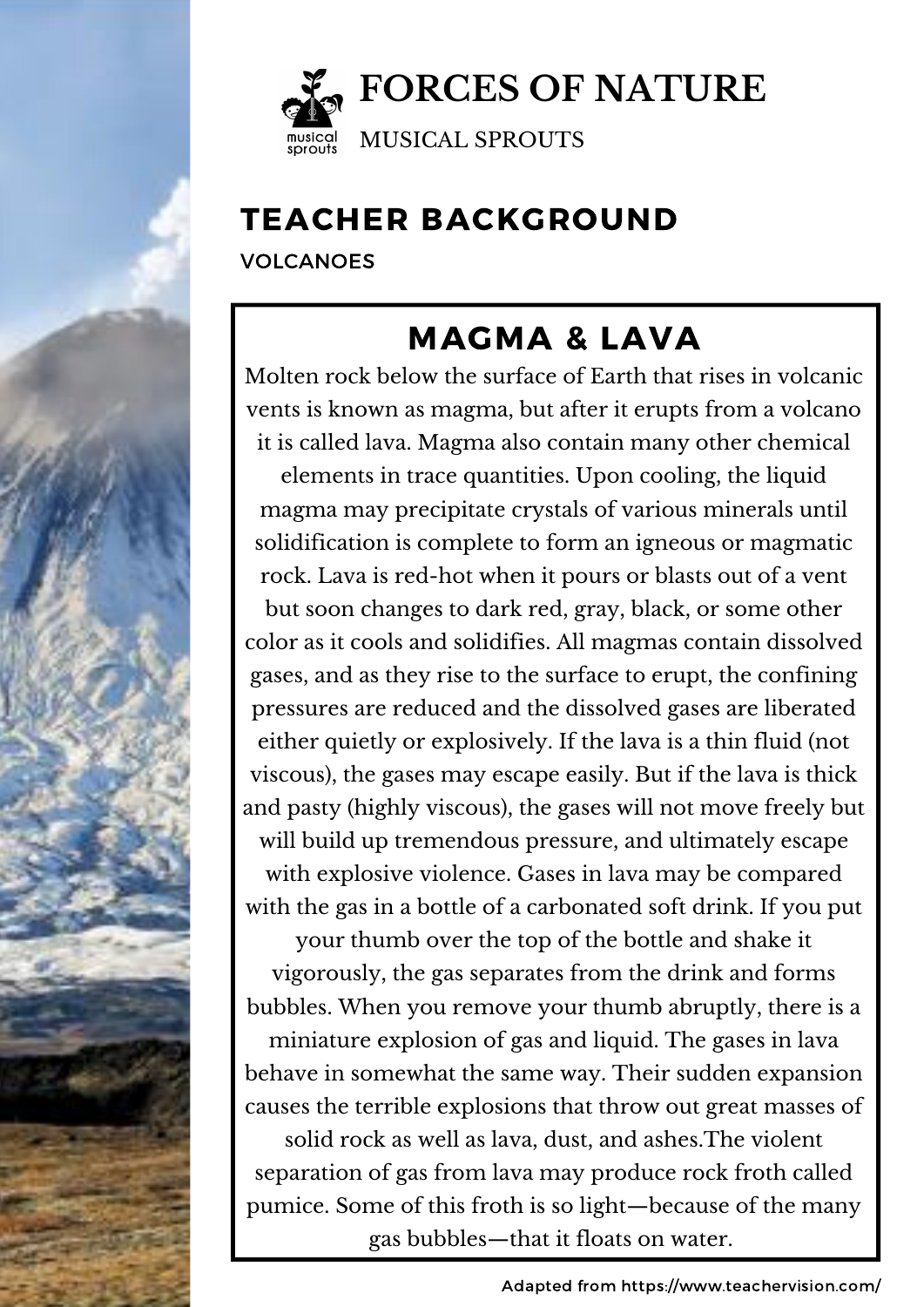# FORCES OF NATURE

MUSICAL SPROUTS

## TEACHER BACKGROUND

VOLCANOES

### MAGMA & LAVA

Molten rock below the surface of Earth that rises in volcanic vents is known as magma, but after it erupts from a volcano it is called lava. Magma also contain many other chemical elements in trace quantities. Upon cooling, the liquid magma may precipitate crystals of various minerals until solidification is complete to form an igneous or magmatic rock. Lava is red-hot when it pours or blasts out of a vent but soon changes to dark red, gray, black, or some other color as it cools and solidifies. All magmas contain dissolved gases, and as they rise to the surface to erupt, the confining pressures are reduced and the dissolved gases are liberated either quietly or explosively. If the lava is a thin fluid (not viscous), the gases may escape easily. But if the lava is thick and pasty (highly viscous), the gases will not move freely but will build up tremendous pressure, and ultimately escape with explosive violence. Gases in lava may be compared with the gas in a bottle of a carbonated soft drink. If you put your thumb over the top of the bottle and shake it vigorously, the gas separates from the drink and forms bubbles. When you remove your thumb abruptly, there is a miniature explosion of gas and liquid. The gases in lava behave in somewhat the same way. Their sudden expansion causes the terrible explosions that throw out great masses of solid rock as well as lava, dust, and ashes.The violent separation of gas from lava may produce rock froth called pumice. Some of this froth is so light—because of the many gas bubbles—that it floats on water.

Adapted from https://www.teachervision.com/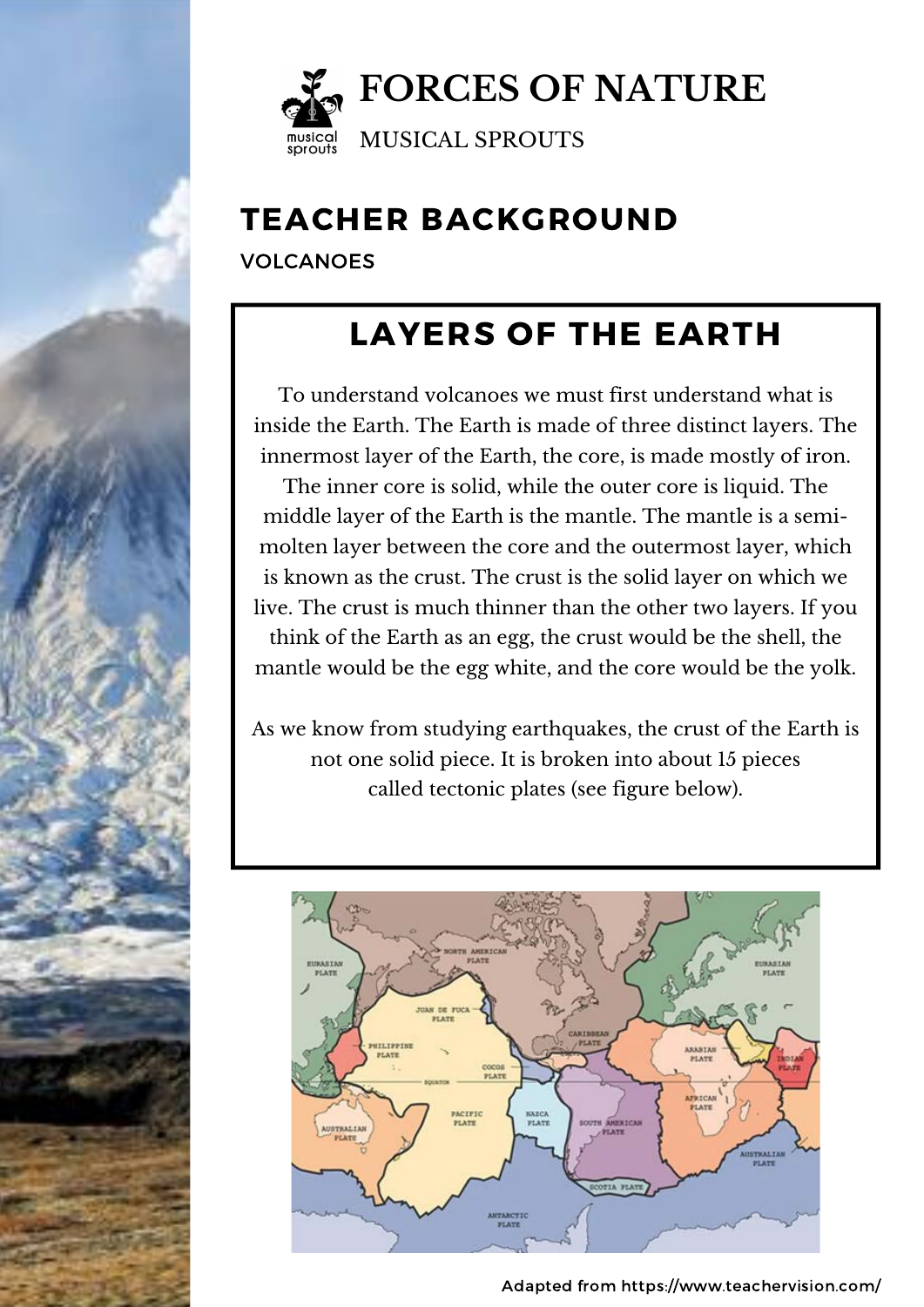# FORCES OF NATURE

MUSICAL SPROUTS

## TEACHER BACKGROUND

VOLCANOES

### LAYERS OF THE EARTH

To understand volcanoes we must first understand what is inside the Earth. The Earth is made of three distinct layers. The innermost layer of the Earth, the core, is made mostly of iron. The inner core is solid, while the outer core is liquid. The middle layer of the Earth is the mantle. The mantle is a semi-molten layer between the core and the outermost layer, which is known as the crust. The crust is the solid layer on which we live. The crust is much thinner than the other two layers. If you think of the Earth as an egg, the crust would be the shell, the mantle would be the egg white, and the core would be the yolk.

As we know from studying earthquakes, the crust of the Earth is not one solid piece. It is broken into about 15 pieces called tectonic plates (see figure below).

Adapted from https://www.teachervision.com/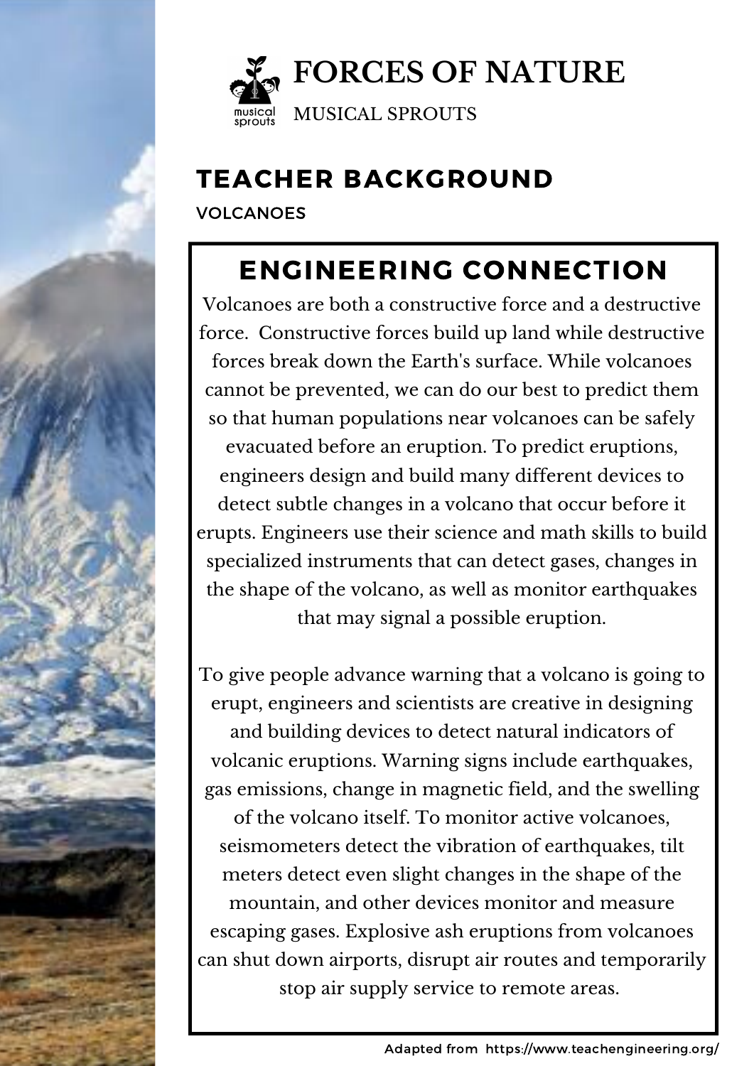# FORCES OF NATURE

MUSICAL SPROUTS

## TEACHER BACKGROUND

VOLCANOES

### ENGINEERING CONNECTION

Volcanoes are both a constructive force and a destructive force. Constructive forces build up land while destructive forces break down the Earth's surface. While volcanoes cannot be prevented, we can do our best to predict them so that human populations near volcanoes can be safely evacuated before an eruption. To predict eruptions, engineers design and build many different devices to detect subtle changes in a volcano that occur before it erupts. Engineers use their science and math skills to build specialized instruments that can detect gases, changes in the shape of the volcano, as well as monitor earthquakes that may signal a possible eruption.

To give people advance warning that a volcano is going to erupt, engineers and scientists are creative in designing and building devices to detect natural indicators of volcanic eruptions. Warning signs include earthquakes, gas emissions, change in magnetic field, and the swelling of the volcano itself. To monitor active volcanoes, seismometers detect the vibration of earthquakes, tilt meters detect even slight changes in the shape of the mountain, and other devices monitor and measure escaping gases. Explosive ash eruptions from volcanoes can shut down airports, disrupt air routes and temporarily stop air supply service to remote areas.

Adapted from https://www.teachengineering.org/